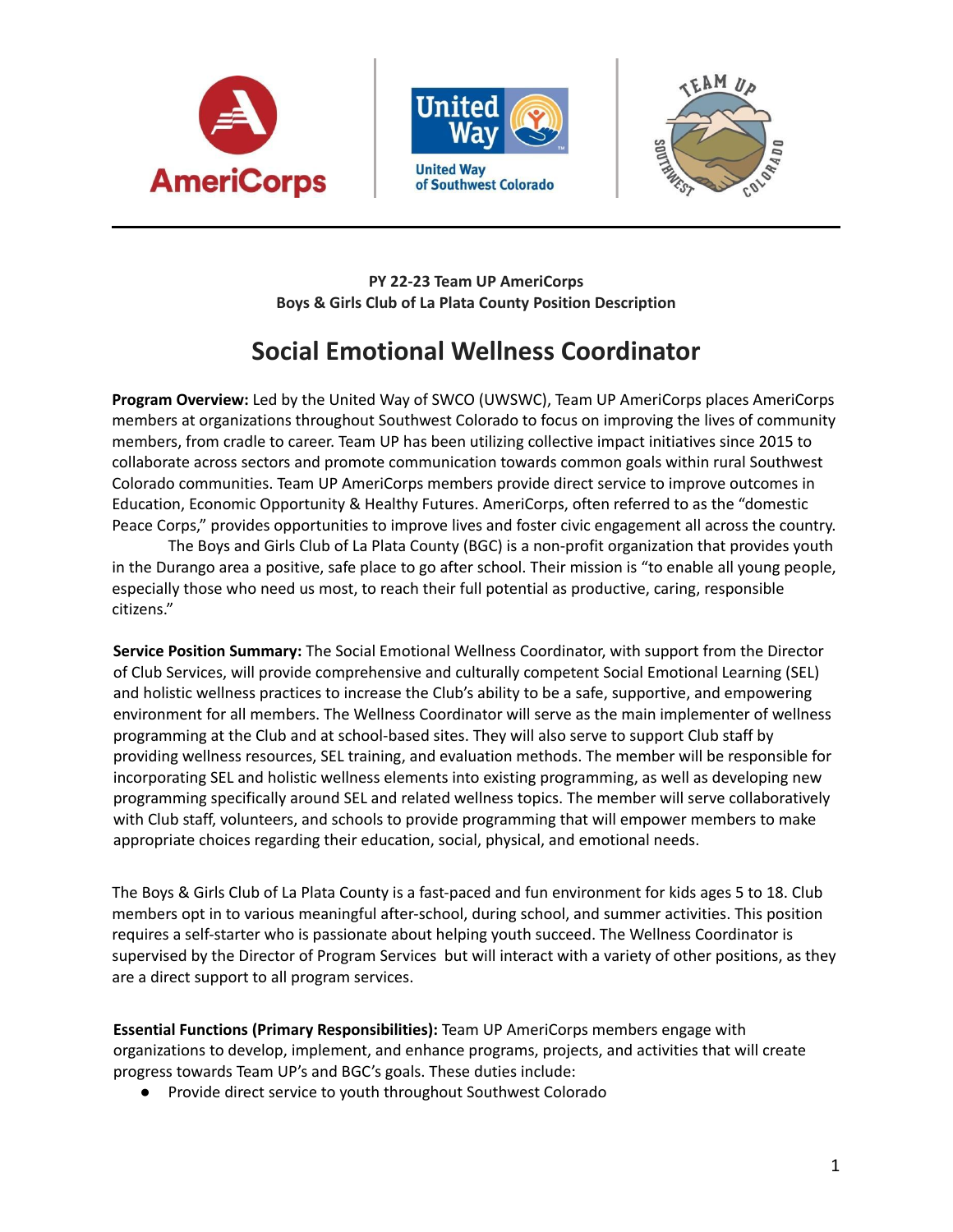**PY 22-23 Team UP AmeriCorps**
**Boys & Girls Club of La Plata County Position Description**

# Social Emotional Wellness Coordinator

**Program Overview:** Led by the United Way of SWCO (UWSWC), Team UP AmeriCorps places AmeriCorps members at organizations throughout Southwest Colorado to focus on improving the lives of community members, from cradle to career. Team UP has been utilizing collective impact initiatives since 2015 to collaborate across sectors and promote communication towards common goals within rural Southwest Colorado communities. Team UP AmeriCorps members provide direct service to improve outcomes in Education, Economic Opportunity & Healthy Futures. AmeriCorps, often referred to as the "domestic Peace Corps," provides opportunities to improve lives and foster civic engagement all across the country.

The Boys and Girls Club of La Plata County (BGC) is a non-profit organization that provides youth in the Durango area a positive, safe place to go after school. Their mission is "to enable all young people, especially those who need us most, to reach their full potential as productive, caring, responsible citizens."

**Service Position Summary:** The Social Emotional Wellness Coordinator, with support from the Director of Club Services, will provide comprehensive and culturally competent Social Emotional Learning (SEL) and holistic wellness practices to increase the Club's ability to be a safe, supportive, and empowering environment for all members. The Wellness Coordinator will serve as the main implementer of wellness programming at the Club and at school-based sites. They will also serve to support Club staff by providing wellness resources, SEL training, and evaluation methods. The member will be responsible for incorporating SEL and holistic wellness elements into existing programming, as well as developing new programming specifically around SEL and related wellness topics. The member will serve collaboratively with Club staff, volunteers, and schools to provide programming that will empower members to make appropriate choices regarding their education, social, physical, and emotional needs.

The Boys & Girls Club of La Plata County is a fast-paced and fun environment for kids ages 5 to 18. Club members opt in to various meaningful after-school, during school, and summer activities. This position requires a self-starter who is passionate about helping youth succeed. The Wellness Coordinator is supervised by the Director of Program Services but will interact with a variety of other positions, as they are a direct support to all program services.

**Essential Functions (Primary Responsibilities):** Team UP AmeriCorps members engage with organizations to develop, implement, and enhance programs, projects, and activities that will create progress towards Team UP's and BGC's goals. These duties include:

- Provide direct service to youth throughout Southwest Colorado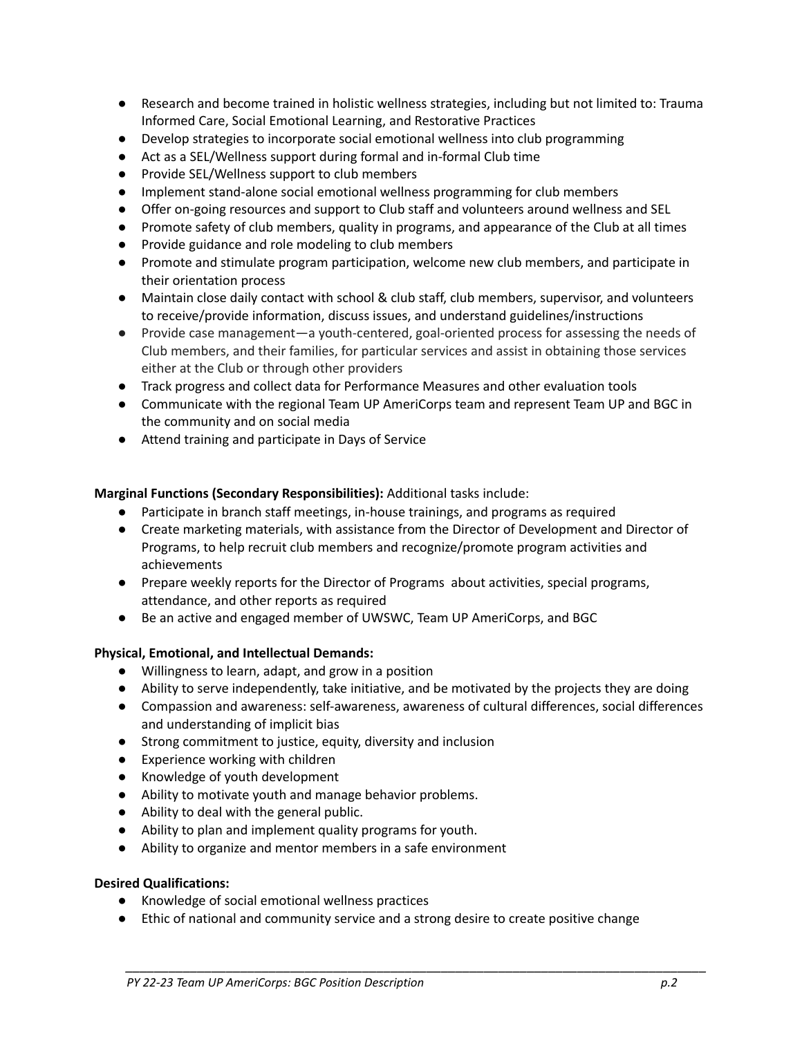- Research and become trained in holistic wellness strategies, including but not limited to: Trauma Informed Care, Social Emotional Learning, and Restorative Practices
- Develop strategies to incorporate social emotional wellness into club programming
- Act as a SEL/Wellness support during formal and in-formal Club time
- Provide SEL/Wellness support to club members
- Implement stand-alone social emotional wellness programming for club members
- Offer on-going resources and support to Club staff and volunteers around wellness and SEL
- Promote safety of club members, quality in programs, and appearance of the Club at all times
- Provide guidance and role modeling to club members
- Promote and stimulate program participation, welcome new club members, and participate in their orientation process
- Maintain close daily contact with school & club staff, club members, supervisor, and volunteers to receive/provide information, discuss issues, and understand guidelines/instructions
- Provide case management—a youth-centered, goal-oriented process for assessing the needs of Club members, and their families, for particular services and assist in obtaining those services either at the Club or through other providers
- Track progress and collect data for Performance Measures and other evaluation tools
- Communicate with the regional Team UP AmeriCorps team and represent Team UP and BGC in the community and on social media
- Attend training and participate in Days of Service

**Marginal Functions (Secondary Responsibilities):** Additional tasks include:

- Participate in branch staff meetings, in-house trainings, and programs as required
- Create marketing materials, with assistance from the Director of Development and Director of Programs, to help recruit club members and recognize/promote program activities and achievements
- Prepare weekly reports for the Director of Programs about activities, special programs, attendance, and other reports as required
- Be an active and engaged member of UWSWC, Team UP AmeriCorps, and BGC

**Physical, Emotional, and Intellectual Demands:**

- Willingness to learn, adapt, and grow in a position
- Ability to serve independently, take initiative, and be motivated by the projects they are doing
- Compassion and awareness: self-awareness, awareness of cultural differences, social differences and understanding of implicit bias
- Strong commitment to justice, equity, diversity and inclusion
- Experience working with children
- Knowledge of youth development
- Ability to motivate youth and manage behavior problems.
- Ability to deal with the general public.
- Ability to plan and implement quality programs for youth.
- Ability to organize and mentor members in a safe environment

**Desired Qualifications:**

- Knowledge of social emotional wellness practices
- Ethic of national and community service and a strong desire to create positive change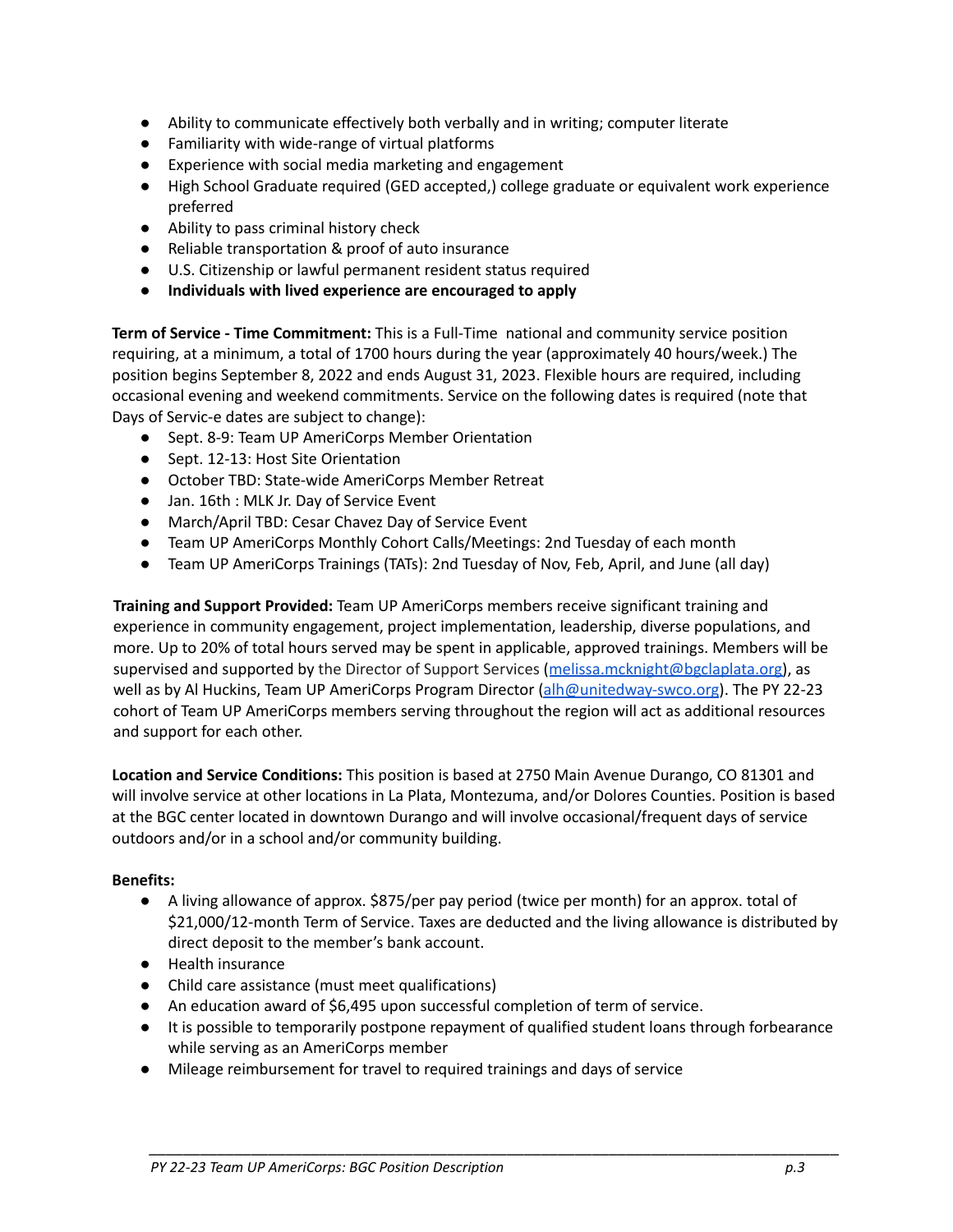- Ability to communicate effectively both verbally and in writing; computer literate
- Familiarity with wide-range of virtual platforms
- Experience with social media marketing and engagement
- High School Graduate required (GED accepted,) college graduate or equivalent work experience preferred
- Ability to pass criminal history check
- Reliable transportation & proof of auto insurance
- U.S. Citizenship or lawful permanent resident status required
- **Individuals with lived experience are encouraged to apply**

**Term of Service - Time Commitment:** This is a Full-Time national and community service position requiring, at a minimum, a total of 1700 hours during the year (approximately 40 hours/week.) The position begins September 8, 2022 and ends August 31, 2023. Flexible hours are required, including occasional evening and weekend commitments. Service on the following dates is required (note that Days of Servic-e dates are subject to change):

- Sept. 8-9: Team UP AmeriCorps Member Orientation
- Sept. 12-13: Host Site Orientation
- October TBD: State-wide AmeriCorps Member Retreat
- Jan. 16th : MLK Jr. Day of Service Event
- March/April TBD: Cesar Chavez Day of Service Event
- Team UP AmeriCorps Monthly Cohort Calls/Meetings: 2nd Tuesday of each month
- Team UP AmeriCorps Trainings (TATs): 2nd Tuesday of Nov, Feb, April, and June (all day)

**Training and Support Provided:** Team UP AmeriCorps members receive significant training and experience in community engagement, project implementation, leadership, diverse populations, and more. Up to 20% of total hours served may be spent in applicable, approved trainings. Members will be supervised and supported by the Director of Support Services (melissa.mcknight@bgclaplata.org), as well as by Al Huckins, Team UP AmeriCorps Program Director (alh@unitedway-swco.org). The PY 22-23 cohort of Team UP AmeriCorps members serving throughout the region will act as additional resources and support for each other.

**Location and Service Conditions:** This position is based at 2750 Main Avenue Durango, CO 81301 and will involve service at other locations in La Plata, Montezuma, and/or Dolores Counties. Position is based at the BGC center located in downtown Durango and will involve occasional/frequent days of service outdoors and/or in a school and/or community building.

**Benefits:**

- A living allowance of approx. $875/per pay period (twice per month) for an approx. total of $21,000/12-month Term of Service. Taxes are deducted and the living allowance is distributed by direct deposit to the member's bank account.
- Health insurance
- Child care assistance (must meet qualifications)
- An education award of $6,495 upon successful completion of term of service.
- It is possible to temporarily postpone repayment of qualified student loans through forbearance while serving as an AmeriCorps member
- Mileage reimbursement for travel to required trainings and days of service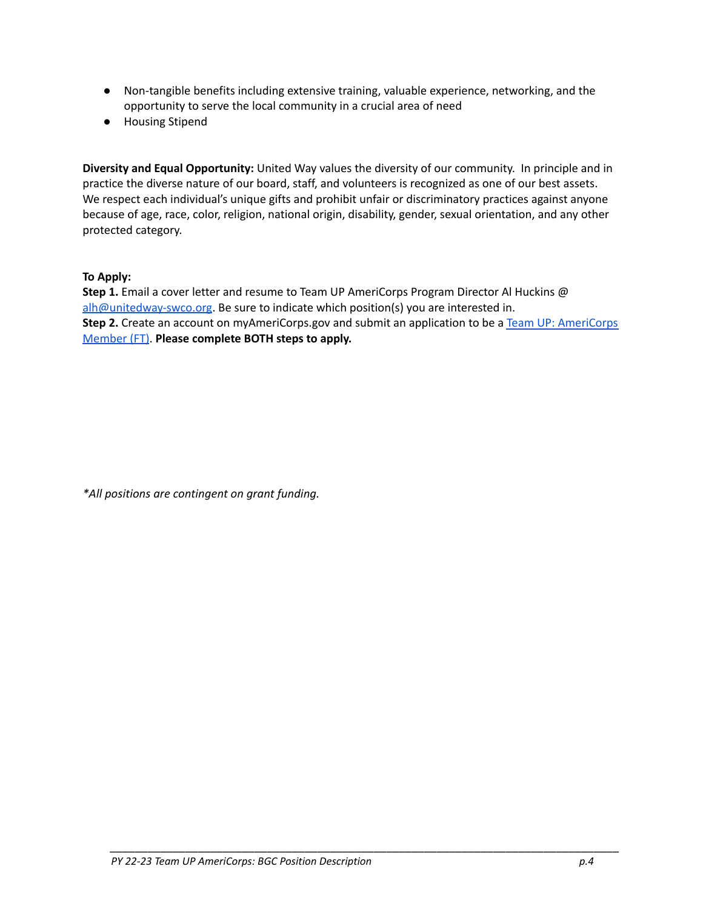- Non-tangible benefits including extensive training, valuable experience, networking, and the opportunity to serve the local community in a crucial area of need
- Housing Stipend

**Diversity and Equal Opportunity:** United Way values the diversity of our community. In principle and in practice the diverse nature of our board, staff, and volunteers is recognized as one of our best assets. We respect each individual's unique gifts and prohibit unfair or discriminatory practices against anyone because of age, race, color, religion, national origin, disability, gender, sexual orientation, and any other protected category.

**To Apply:**
**Step 1.** Email a cover letter and resume to Team UP AmeriCorps Program Director Al Huckins @ alh@unitedway-swco.org. Be sure to indicate which position(s) you are interested in.
**Step 2.** Create an account on myAmeriCorps.gov and submit an application to be a Team UP: AmeriCorps Member (FT). **Please complete BOTH steps to apply.**

*\*All positions are contingent on grant funding.*